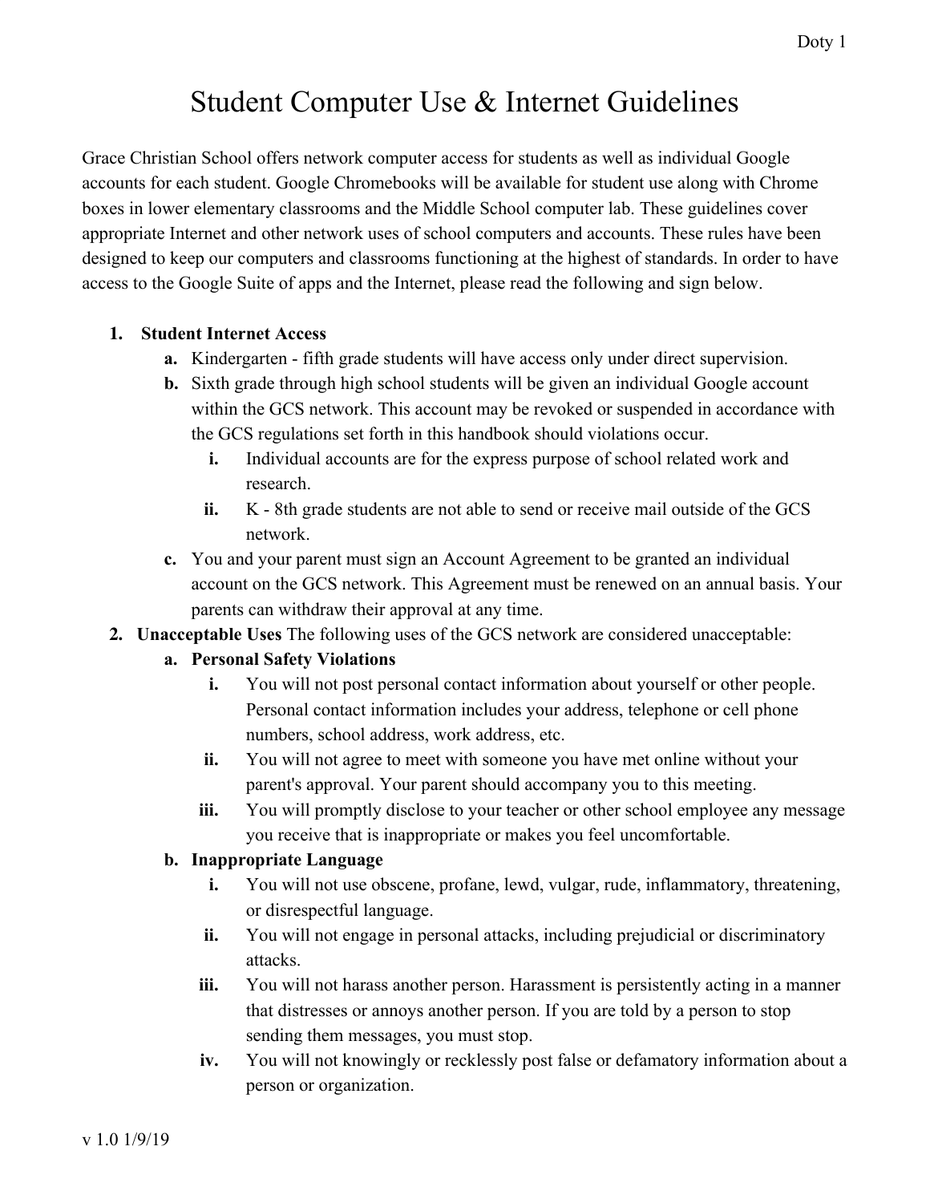# Student Computer Use & Internet Guidelines

Grace Christian School offers network computer access for students as well as individual Google accounts for each student. Google Chromebooks will be available for student use along with Chrome boxes in lower elementary classrooms and the Middle School computer lab. These guidelines cover appropriate Internet and other network uses of school computers and accounts. These rules have been designed to keep our computers and classrooms functioning at the highest of standards. In order to have access to the Google Suite of apps and the Internet, please read the following and sign below.

1. **Student Internet Access**
   a. Kindergarten - fifth grade students will have access only under direct supervision.
   b. Sixth grade through high school students will be given an individual Google account within the GCS network. This account may be revoked or suspended in accordance with the GCS regulations set forth in this handbook should violations occur.
      i. Individual accounts are for the express purpose of school related work and research.
      ii. K - 8th grade students are not able to send or receive mail outside of the GCS network.
   c. You and your parent must sign an Account Agreement to be granted an individual account on the GCS network. This Agreement must be renewed on an annual basis. Your parents can withdraw their approval at any time.
2. **Unacceptable Uses** The following uses of the GCS network are considered unacceptable:
   a. **Personal Safety Violations**
      i. You will not post personal contact information about yourself or other people. Personal contact information includes your address, telephone or cell phone numbers, school address, work address, etc.
      ii. You will not agree to meet with someone you have met online without your parent's approval. Your parent should accompany you to this meeting.
      iii. You will promptly disclose to your teacher or other school employee any message you receive that is inappropriate or makes you feel uncomfortable.
   b. **Inappropriate Language**
      i. You will not use obscene, profane, lewd, vulgar, rude, inflammatory, threatening, or disrespectful language.
      ii. You will not engage in personal attacks, including prejudicial or discriminatory attacks.
      iii. You will not harass another person. Harassment is persistently acting in a manner that distresses or annoys another person. If you are told by a person to stop sending them messages, you must stop.
      iv. You will not knowingly or recklessly post false or defamatory information about a person or organization.

v 1.0 1/9/19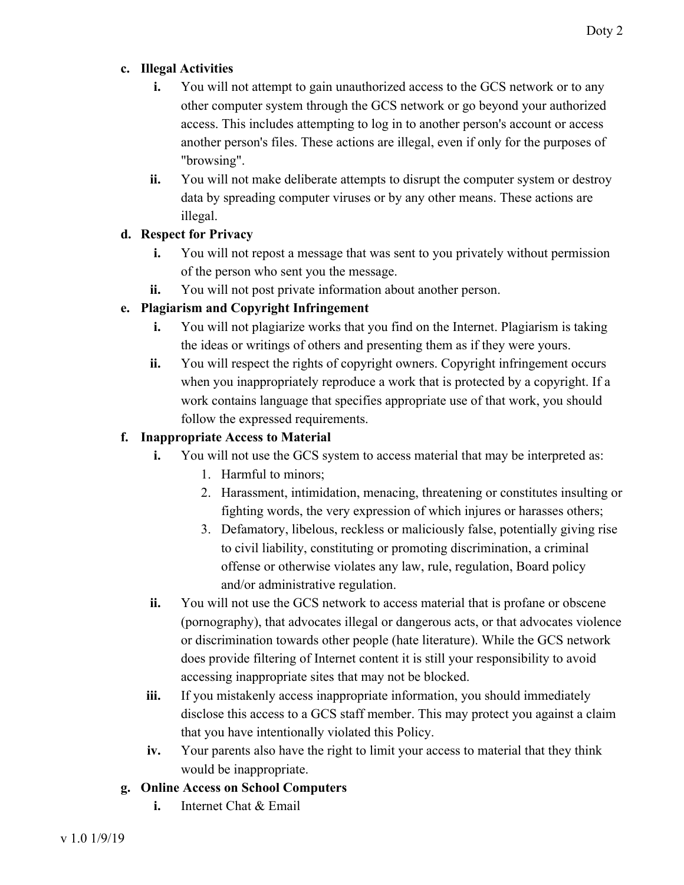**c. Illegal Activities**

- **i.** You will not attempt to gain unauthorized access to the GCS network or to any other computer system through the GCS network or go beyond your authorized access. This includes attempting to log in to another person's account or access another person's files. These actions are illegal, even if only for the purposes of "browsing".
- **ii.** You will not make deliberate attempts to disrupt the computer system or destroy data by spreading computer viruses or by any other means. These actions are illegal.

**d. Respect for Privacy**

- **i.** You will not repost a message that was sent to you privately without permission of the person who sent you the message.
- **ii.** You will not post private information about another person.

**e. Plagiarism and Copyright Infringement**

- **i.** You will not plagiarize works that you find on the Internet. Plagiarism is taking the ideas or writings of others and presenting them as if they were yours.
- **ii.** You will respect the rights of copyright owners. Copyright infringement occurs when you inappropriately reproduce a work that is protected by a copyright. If a work contains language that specifies appropriate use of that work, you should follow the expressed requirements.

**f. Inappropriate Access to Material**

- **i.** You will not use the GCS system to access material that may be interpreted as:
  1. Harmful to minors;
  2. Harassment, intimidation, menacing, threatening or constitutes insulting or fighting words, the very expression of which injures or harasses others;
  3. Defamatory, libelous, reckless or maliciously false, potentially giving rise to civil liability, constituting or promoting discrimination, a criminal offense or otherwise violates any law, rule, regulation, Board policy and/or administrative regulation.
- **ii.** You will not use the GCS network to access material that is profane or obscene (pornography), that advocates illegal or dangerous acts, or that advocates violence or discrimination towards other people (hate literature). While the GCS network does provide filtering of Internet content it is still your responsibility to avoid accessing inappropriate sites that may not be blocked.
- **iii.** If you mistakenly access inappropriate information, you should immediately disclose this access to a GCS staff member. This may protect you against a claim that you have intentionally violated this Policy.
- **iv.** Your parents also have the right to limit your access to material that they think would be inappropriate.

**g. Online Access on School Computers**

- **i.** Internet Chat & Email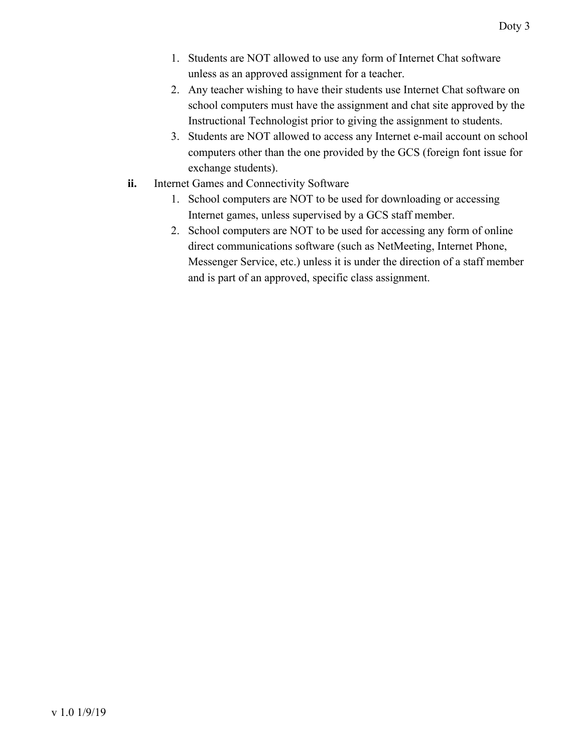1. Students are NOT allowed to use any form of Internet Chat software unless as an approved assignment for a teacher.
2. Any teacher wishing to have their students use Internet Chat software on school computers must have the assignment and chat site approved by the Instructional Technologist prior to giving the assignment to students.
3. Students are NOT allowed to access any Internet e-mail account on school computers other than the one provided by the GCS (foreign font issue for exchange students).

**ii.** Internet Games and Connectivity Software

1. School computers are NOT to be used for downloading or accessing Internet games, unless supervised by a GCS staff member.
2. School computers are NOT to be used for accessing any form of online direct communications software (such as NetMeeting, Internet Phone, Messenger Service, etc.) unless it is under the direction of a staff member and is part of an approved, specific class assignment.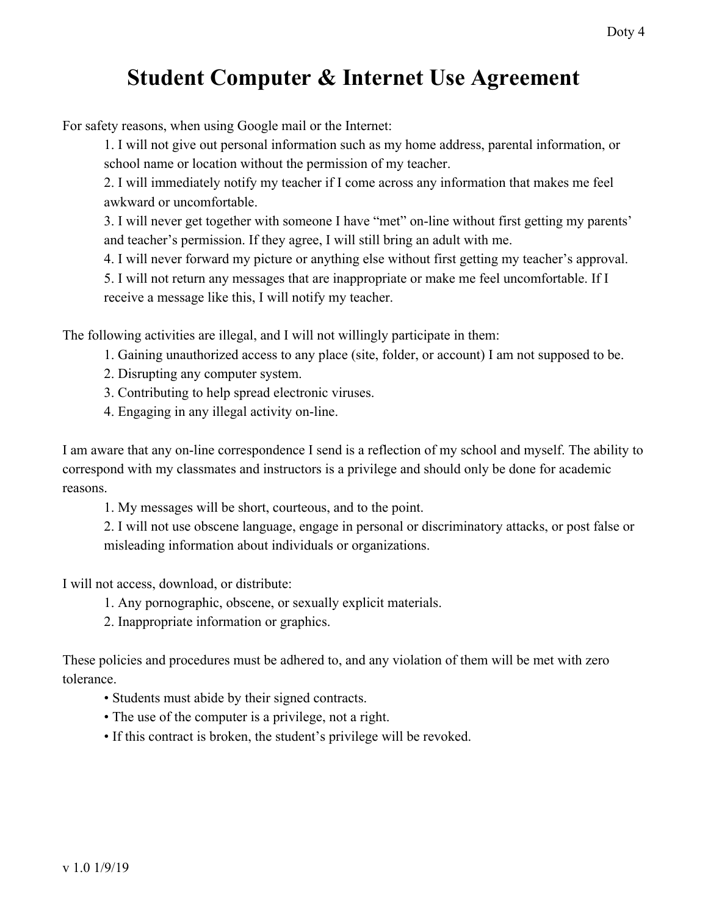# Student Computer & Internet Use Agreement

For safety reasons, when using Google mail or the Internet:

1. I will not give out personal information such as my home address, parental information, or school name or location without the permission of my teacher.
2. I will immediately notify my teacher if I come across any information that makes me feel awkward or uncomfortable.
3. I will never get together with someone I have "met" on-line without first getting my parents' and teacher's permission. If they agree, I will still bring an adult with me.
4. I will never forward my picture or anything else without first getting my teacher's approval.
5. I will not return any messages that are inappropriate or make me feel uncomfortable. If I receive a message like this, I will notify my teacher.

The following activities are illegal, and I will not willingly participate in them:

1. Gaining unauthorized access to any place (site, folder, or account) I am not supposed to be.
2. Disrupting any computer system.
3. Contributing to help spread electronic viruses.
4. Engaging in any illegal activity on-line.

I am aware that any on-line correspondence I send is a reflection of my school and myself. The ability to correspond with my classmates and instructors is a privilege and should only be done for academic reasons.

1. My messages will be short, courteous, and to the point.
2. I will not use obscene language, engage in personal or discriminatory attacks, or post false or misleading information about individuals or organizations.

I will not access, download, or distribute:

1. Any pornographic, obscene, or sexually explicit materials.
2. Inappropriate information or graphics.

These policies and procedures must be adhered to, and any violation of them will be met with zero tolerance.

- Students must abide by their signed contracts.
- The use of the computer is a privilege, not a right.
- If this contract is broken, the student's privilege will be revoked.

v 1.0 1/9/19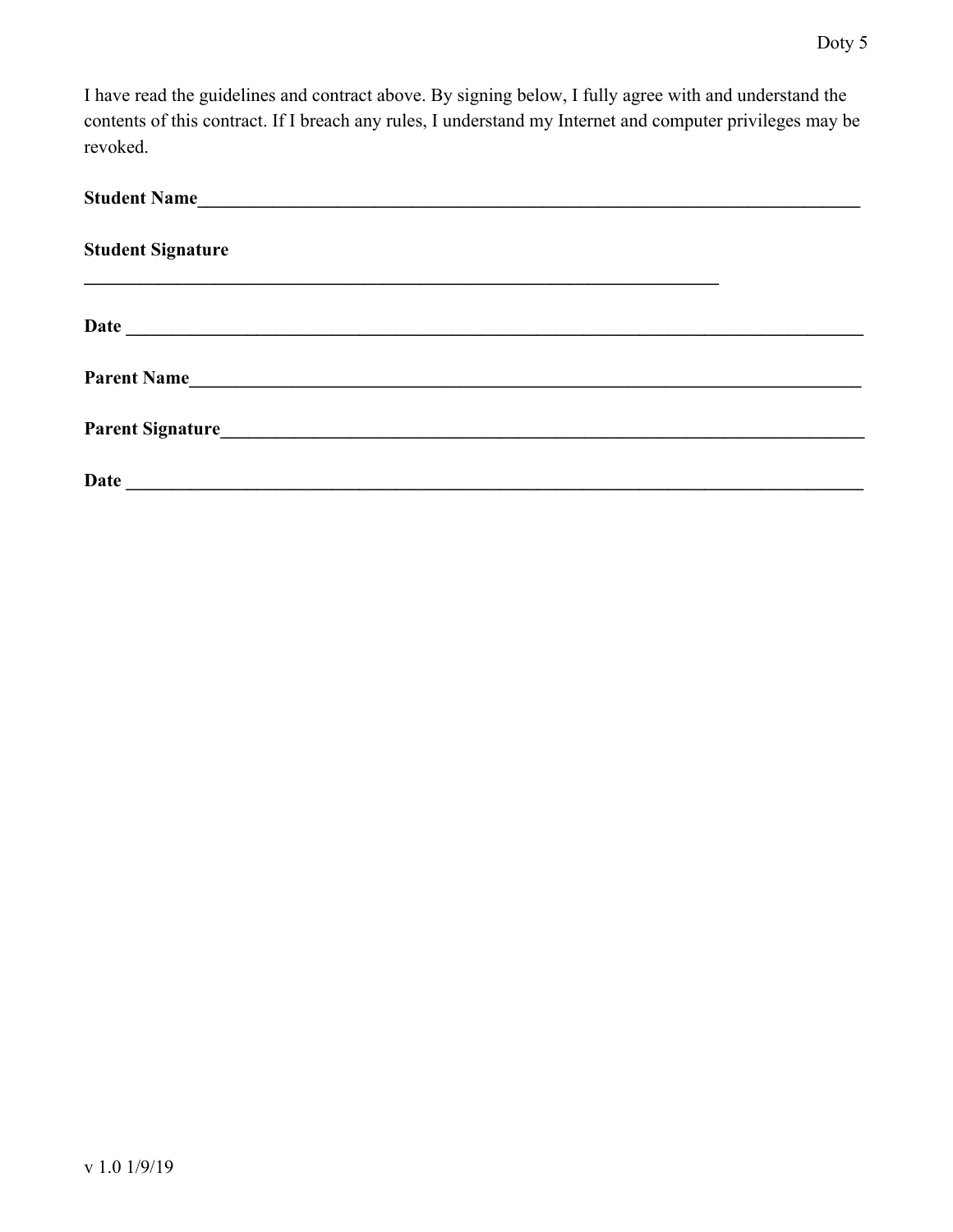I have read the guidelines and contract above. By signing below, I fully agree with and understand the contents of this contract. If I breach any rules, I understand my Internet and computer privileges may be revoked.

**Student Name**______________________________________________________________________

**Student Signature**

______________________________________________________________________

**Date** ______________________________________________________________________

**Parent Name**______________________________________________________________________

**Parent Signature**______________________________________________________________________

**Date** ______________________________________________________________________

v 1.0 1/9/19